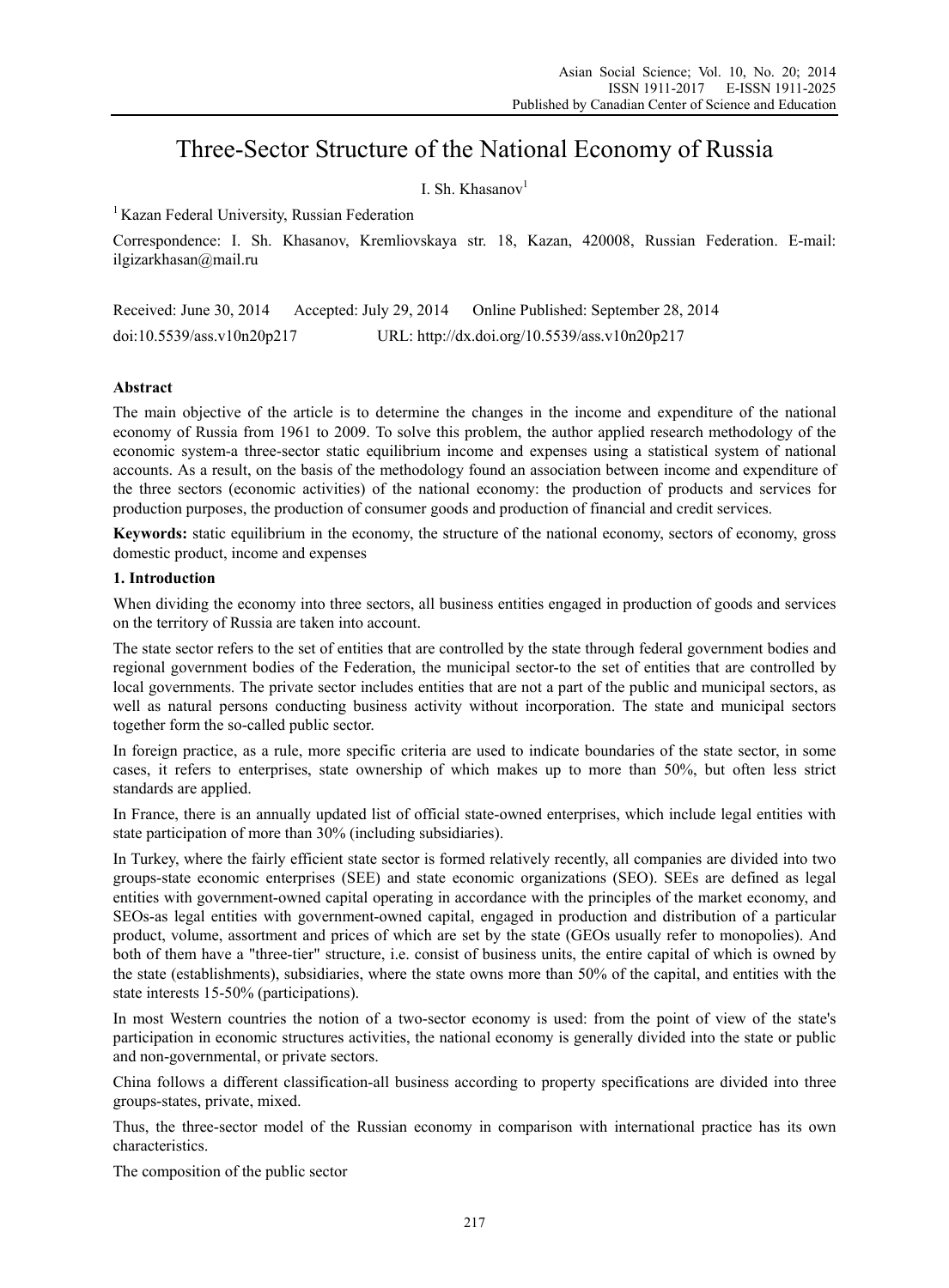# Three-Sector Structure of the National Economy of Russia

I. Sh. Khasanov[1]

[1] Kazan Federal University, Russian Federation

Correspondence: I. Sh. Khasanov, Kremliovskaya str. 18, Kazan, 420008, Russian Federation. E-mail: ilgizarkhasan@mail.ru

Received: June 30, 2014 Accepted: July 29, 2014 Online Published: September 28, 2014

doi:10.5539/ass.v10n20p217 URL: http://dx.doi.org/10.5539/ass.v10n20p217

## Abstract

The main objective of the article is to determine the changes in the income and expenditure of the national economy of Russia from 1961 to 2009. To solve this problem, the author applied research methodology of the economic system-a three-sector static equilibrium income and expenses using a statistical system of national accounts. As a result, on the basis of the methodology found an association between income and expenditure of the three sectors (economic activities) of the national economy: the production of products and services for production purposes, the production of consumer goods and production of financial and credit services.

**Keywords:** static equilibrium in the economy, the structure of the national economy, sectors of economy, gross domestic product, income and expenses

## 1. Introduction

When dividing the economy into three sectors, all business entities engaged in production of goods and services on the territory of Russia are taken into account.

The state sector refers to the set of entities that are controlled by the state through federal government bodies and regional government bodies of the Federation, the municipal sector-to the set of entities that are controlled by local governments. The private sector includes entities that are not a part of the public and municipal sectors, as well as natural persons conducting business activity without incorporation. The state and municipal sectors together form the so-called public sector.

In foreign practice, as a rule, more specific criteria are used to indicate boundaries of the state sector, in some cases, it refers to enterprises, state ownership of which makes up to more than 50%, but often less strict standards are applied.

In France, there is an annually updated list of official state-owned enterprises, which include legal entities with state participation of more than 30% (including subsidiaries).

In Turkey, where the fairly efficient state sector is formed relatively recently, all companies are divided into two groups-state economic enterprises (SEE) and state economic organizations (SEO). SEEs are defined as legal entities with government-owned capital operating in accordance with the principles of the market economy, and SEOs-as legal entities with government-owned capital, engaged in production and distribution of a particular product, volume, assortment and prices of which are set by the state (GEOs usually refer to monopolies). And both of them have a "three-tier" structure, i.e. consist of business units, the entire capital of which is owned by the state (establishments), subsidiaries, where the state owns more than 50% of the capital, and entities with the state interests 15-50% (participations).

In most Western countries the notion of a two-sector economy is used: from the point of view of the state's participation in economic structures activities, the national economy is generally divided into the state or public and non-governmental, or private sectors.

China follows a different classification-all business according to property specifications are divided into three groups-states, private, mixed.

Thus, the three-sector model of the Russian economy in comparison with international practice has its own characteristics.

The composition of the public sector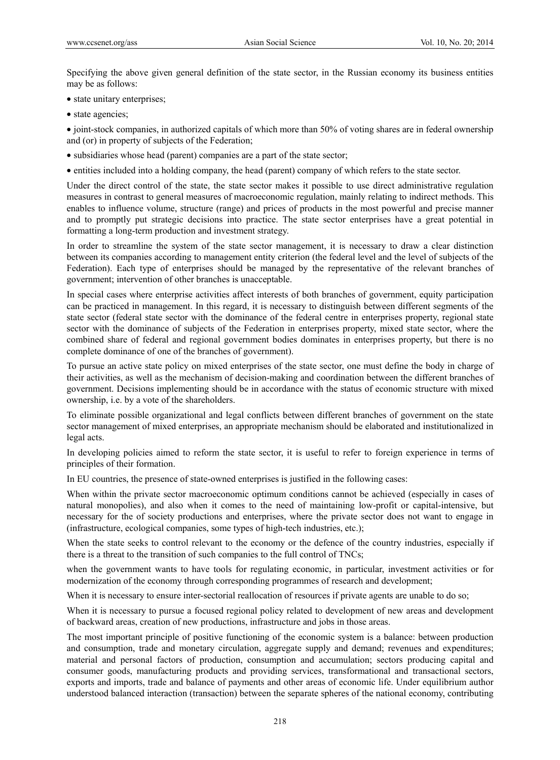Specifying the above given general definition of the state sector, in the Russian economy its business entities may be as follows:

- state unitary enterprises;
- state agencies;
- joint-stock companies, in authorized capitals of which more than 50% of voting shares are in federal ownership and (or) in property of subjects of the Federation;
- subsidiaries whose head (parent) companies are a part of the state sector;
- entities included into a holding company, the head (parent) company of which refers to the state sector.

Under the direct control of the state, the state sector makes it possible to use direct administrative regulation measures in contrast to general measures of macroeconomic regulation, mainly relating to indirect methods. This enables to influence volume, structure (range) and prices of products in the most powerful and precise manner and to promptly put strategic decisions into practice. The state sector enterprises have a great potential in formatting a long-term production and investment strategy.

In order to streamline the system of the state sector management, it is necessary to draw a clear distinction between its companies according to management entity criterion (the federal level and the level of subjects of the Federation). Each type of enterprises should be managed by the representative of the relevant branches of government; intervention of other branches is unacceptable.

In special cases where enterprise activities affect interests of both branches of government, equity participation can be practiced in management. In this regard, it is necessary to distinguish between different segments of the state sector (federal state sector with the dominance of the federal centre in enterprises property, regional state sector with the dominance of subjects of the Federation in enterprises property, mixed state sector, where the combined share of federal and regional government bodies dominates in enterprises property, but there is no complete dominance of one of the branches of government).

To pursue an active state policy on mixed enterprises of the state sector, one must define the body in charge of their activities, as well as the mechanism of decision-making and coordination between the different branches of government. Decisions implementing should be in accordance with the status of economic structure with mixed ownership, i.e. by a vote of the shareholders.

To eliminate possible organizational and legal conflicts between different branches of government on the state sector management of mixed enterprises, an appropriate mechanism should be elaborated and institutionalized in legal acts.

In developing policies aimed to reform the state sector, it is useful to refer to foreign experience in terms of principles of their formation.

In EU countries, the presence of state-owned enterprises is justified in the following cases:

When within the private sector macroeconomic optimum conditions cannot be achieved (especially in cases of natural monopolies), and also when it comes to the need of maintaining low-profit or capital-intensive, but necessary for the of society productions and enterprises, where the private sector does not want to engage in (infrastructure, ecological companies, some types of high-tech industries, etc.);

When the state seeks to control relevant to the economy or the defence of the country industries, especially if there is a threat to the transition of such companies to the full control of TNCs;

when the government wants to have tools for regulating economic, in particular, investment activities or for modernization of the economy through corresponding programmes of research and development;

When it is necessary to ensure inter-sectorial reallocation of resources if private agents are unable to do so;

When it is necessary to pursue a focused regional policy related to development of new areas and development of backward areas, creation of new productions, infrastructure and jobs in those areas.

The most important principle of positive functioning of the economic system is a balance: between production and consumption, trade and monetary circulation, aggregate supply and demand; revenues and expenditures; material and personal factors of production, consumption and accumulation; sectors producing capital and consumer goods, manufacturing products and providing services, transformational and transactional sectors, exports and imports, trade and balance of payments and other areas of economic life. Under equilibrium author understood balanced interaction (transaction) between the separate spheres of the national economy, contributing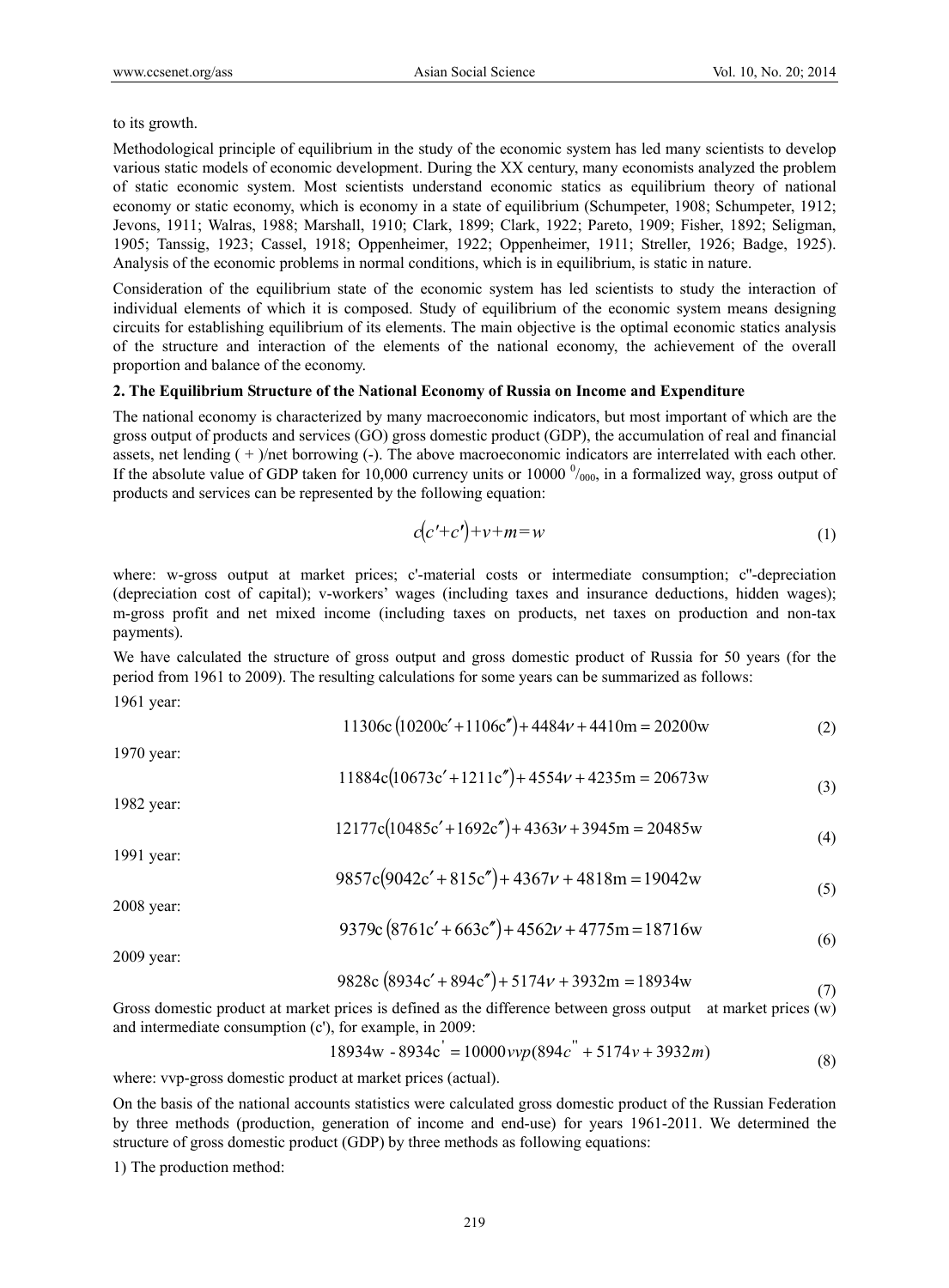to its growth.

Methodological principle of equilibrium in the study of the economic system has led many scientists to develop various static models of economic development. During the XX century, many economists analyzed the problem of static economic system. Most scientists understand economic statics as equilibrium theory of national economy or static economy, which is economy in a state of equilibrium (Schumpeter, 1908; Schumpeter, 1912; Jevons, 1911; Walras, 1988; Marshall, 1910; Clark, 1899; Clark, 1922; Pareto, 1909; Fisher, 1892; Seligman, 1905; Tanssig, 1923; Cassel, 1918; Oppenheimer, 1922; Oppenheimer, 1911; Streller, 1926; Badge, 1925). Analysis of the economic problems in normal conditions, which is in equilibrium, is static in nature.

Consideration of the equilibrium state of the economic system has led scientists to study the interaction of individual elements of which it is composed. Study of equilibrium of the economic system means designing circuits for establishing equilibrium of its elements. The main objective is the optimal economic statics analysis of the structure and interaction of the elements of the national economy, the achievement of the overall proportion and balance of the economy.

## 2. The Equilibrium Structure of the National Economy of Russia on Income and Expenditure

The national economy is characterized by many macroeconomic indicators, but most important of which are the gross output of products and services (GO) gross domestic product (GDP), the accumulation of real and financial assets, net lending ( + )/net borrowing (-). The above macroeconomic indicators are interrelated with each other. If the absolute value of GDP taken for 10,000 currency units or 10000 $^{0}/_{000}$, in a formalized way, gross output of products and services can be represented by the following equation:

$$c(c'+c')+v+m=w \tag{1}$$

where: w-gross output at market prices; c'-material costs or intermediate consumption; c''-depreciation (depreciation cost of capital); v-workers' wages (including taxes and insurance deductions, hidden wages); m-gross profit and net mixed income (including taxes on products, net taxes on production and non-tax payments).

We have calculated the structure of gross output and gross domestic product of Russia for 50 years (for the period from 1961 to 2009). The resulting calculations for some years can be summarized as follows:

1961 year:

$$11306c\,(10200c'+1106c'')+4484v+4410m=20200w \tag{2}$$

1970 year:

$$11884c(10673c'+1211c'')+4554v+4235m=20673w \tag{3}$$

1982 year:

$$12177c(10485c'+1692c'')+4363v+3945m=20485w \tag{4}$$

1991 year:

$$9857c(9042c'+815c'')+4367v+4818m=19042w \tag{5}$$

2008 year:

$$9379c\,(8761c'+663c'')+4562v+4775m=18716w \tag{6}$$

2009 year:

$$9828c\,(8934c'+894c'')+5174v+3932m=18934w \tag{7}$$

Gross domestic product at market prices is defined as the difference between gross output at market prices (w) and intermediate consumption (c'), for example, in 2009:

$$18934w\ -8934c' = 10000vvp(894c'' + 5174v + 3932m) \tag{8}$$

where: vvp-gross domestic product at market prices (actual).

On the basis of the national accounts statistics were calculated gross domestic product of the Russian Federation by three methods (production, generation of income and end-use) for years 1961-2011. We determined the structure of gross domestic product (GDP) by three methods as following equations:

1) The production method: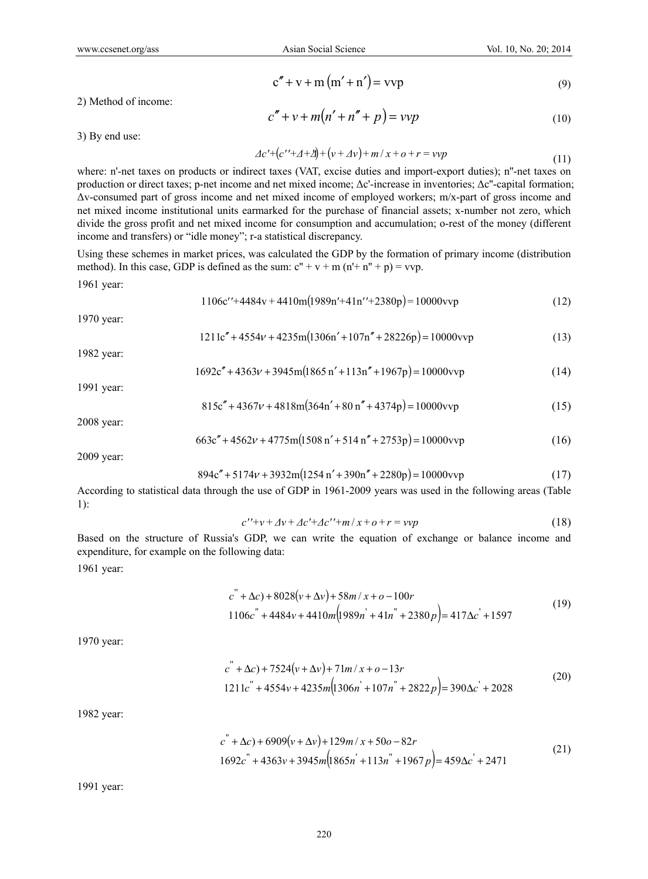$$c'' + v + m(m' + n') = vvp \tag{9}$$

2) Method of income:

$$c'' + v + m(n' + n'' + p) = vvp \tag{10}$$

3) By end use:

$$\Delta c' + (c'' + \Delta + \Delta) + (v + \Delta v) + m/x + o + r = vvp \tag{11}$$

where: n'-net taxes on products or indirect taxes (VAT, excise duties and import-export duties); n''-net taxes on production or direct taxes; p-net income and net mixed income; Δc'-increase in inventories; Δc''-capital formation; Δv-consumed part of gross income and net mixed income of employed workers; m/x-part of gross income and net mixed income institutional units earmarked for the purchase of financial assets; x-number not zero, which divide the gross profit and net mixed income for consumption and accumulation; o-rest of the money (different income and transfers) or "idle money"; r-a statistical discrepancy.

Using these schemes in market prices, was calculated the GDP by the formation of primary income (distribution method). In this case, GDP is defined as the sum: c'' + v + m (n'+ n'' + p) = vvp.

1961 year:

$$1106c'' + 4484v + 4410m(1989n' + 41n'' + 2380p) = 10000vvp \tag{12}$$

1970 year:

$$1211c'' + 4554v + 4235m(1306n' + 107n'' + 28226p) = 10000vvp \tag{13}$$

1982 year:

$$1692c'' + 4363v + 3945m(1865\,n' + 113n'' + 1967p) = 10000vvp \tag{14}$$

1991 year:

$$815c'' + 4367v + 4818m(364n' + 80\,n'' + 4374p) = 10000vvp \tag{15}$$

2008 year:

$$663c'' + 4562v + 4775m(1508\,n' + 514\,n'' + 2753p) = 10000vvp \tag{16}$$

2009 year:

$$894c'' + 5174v + 3932m(1254\,n' + 390n'' + 2280p) = 10000vvp \tag{17}$$

According to statistical data through the use of GDP in 1961-2009 years was used in the following areas (Table 1):

$$c'' + v + \Delta v + \Delta c' + \Delta c'' + m/x + o + r = vvp \tag{18}$$

Based on the structure of Russia's GDP, we can write the equation of exchange or balance income and expenditure, for example on the following data:

1961 year:

$$\begin{gathered} c'' + \Delta c) + 8028(v + \Delta v) + 58m/x + o - 100r \\ 1106c'' + 4484v + 4410m(1989n' + 41n'' + 2380p) = 417\Delta c' + 1597 \end{gathered} \tag{19}$$

1970 year:

$$\begin{gathered} c'' + \Delta c) + 7524(v + \Delta v) + 71m/x + o - 13r \\ 1211c'' + 4554v + 4235m(1306n' + 107n'' + 2822p) = 390\Delta c' + 2028 \end{gathered} \tag{20}$$

1982 year:

$$\begin{gathered} c'' + \Delta c) + 6909(v + \Delta v) + 129m/x + 50o - 82r \\ 1692c'' + 4363v + 3945m(1865n' + 113n'' + 1967p) = 459\Delta c' + 2471 \end{gathered} \tag{21}$$

1991 year: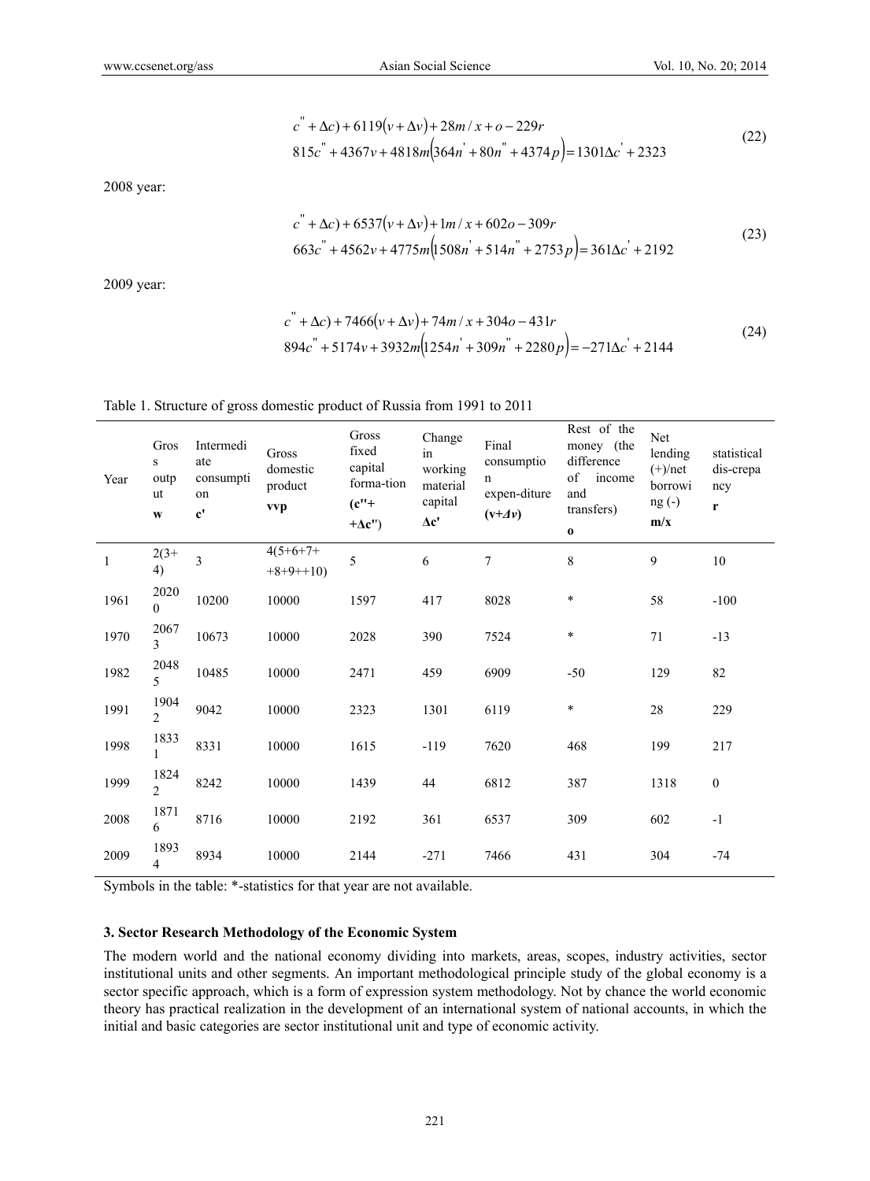$$c^{''}+\Delta c)+6119(v+\Delta v)+28m/x+o-229r$$
$$815c^{''}+4367v+4818m(364n^{'}+80n^{''}+4374p)=1301\Delta c^{'}+2323 \tag{22}$$

2008 year:

$$c^{''}+\Delta c)+6537(v+\Delta v)+1m/x+602o-309r$$
$$663c^{''}+4562v+4775m(1508n^{'}+514n^{''}+2753p)=361\Delta c^{'}+2192 \tag{23}$$

2009 year:

$$c^{''}+\Delta c)+7466(v+\Delta v)+74m/x+304o-431r$$
$$894c^{''}+5174v+3932m(1254n^{'}+309n^{''}+2280p)=-271\Delta c^{'}+2144 \tag{24}$$

Table 1. Structure of gross domestic product of Russia from 1991 to 2011

| Year | Gross output **w** | Intermediate consumption **c'** | Gross domestic product **vvp** | Gross fixed capital forma-tion **(c''+ +Δc'')** | Change in working material capital **Δc'** | Final consumption expen-diture **(v+Δv)** | Rest of the money (the difference of income and transfers) **o** | Net lending (+)/net borrowing (-) **m/x** | statistical dis-crepancy **r** |
|---|---|---|---|---|---|---|---|---|---|
| 1 | 2(3+4) | 3 | 4(5+6+7+ +8+9++10) | 5 | 6 | 7 | 8 | 9 | 10 |
| 1961 | 20200 | 10200 | 10000 | 1597 | 417 | 8028 | * | 58 | -100 |
| 1970 | 20673 | 10673 | 10000 | 2028 | 390 | 7524 | * | 71 | -13 |
| 1982 | 20485 | 10485 | 10000 | 2471 | 459 | 6909 | -50 | 129 | 82 |
| 1991 | 19042 | 9042 | 10000 | 2323 | 1301 | 6119 | * | 28 | 229 |
| 1998 | 18331 | 8331 | 10000 | 1615 | -119 | 7620 | 468 | 199 | 217 |
| 1999 | 18242 | 8242 | 10000 | 1439 | 44 | 6812 | 387 | 1318 | 0 |
| 2008 | 18716 | 8716 | 10000 | 2192 | 361 | 6537 | 309 | 602 | -1 |
| 2009 | 18934 | 8934 | 10000 | 2144 | -271 | 7466 | 431 | 304 | -74 |

Symbols in the table: *-statistics for that year are not available.

### 3. Sector Research Methodology of the Economic System

The modern world and the national economy dividing into markets, areas, scopes, industry activities, sector institutional units and other segments. An important methodological principle study of the global economy is a sector specific approach, which is a form of expression system methodology. Not by chance the world economic theory has practical realization in the development of an international system of national accounts, in which the initial and basic categories are sector institutional unit and type of economic activity.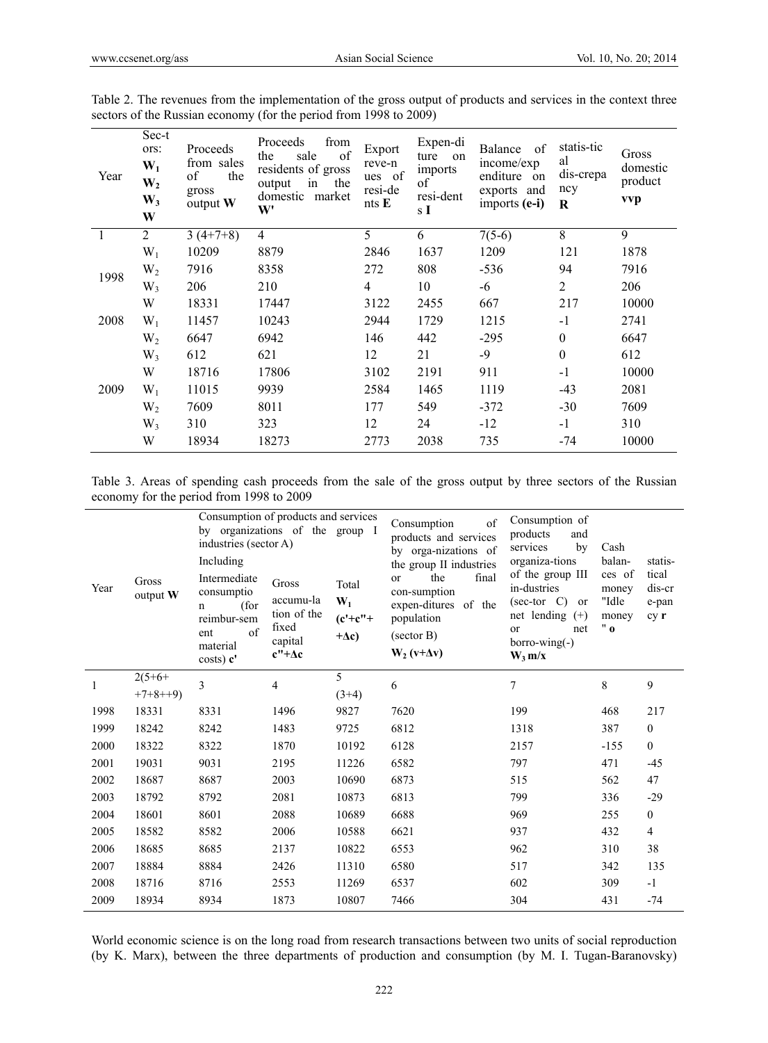Table 2. The revenues from the implementation of the gross output of products and services in the context three sectors of the Russian economy (for the period from 1998 to 2009)

| Year | Sec-tors: $W_1$ $W_2$ $W_3$ W | Proceeds from sales of the gross output **W** | Proceeds from the sale of residents of gross output in the domestic market **W'** | Export reve-nues of resi-dents **E** | Expen-diture on imports of resi-dents **I** | Balance of income/expenditure on exports and imports **(e-i)** | statis-tical dis-crepancy **R** | Gross domestic product **vvp** |
|---|---|---|---|---|---|---|---|---|
| 1 | 2 | 3 (4+7+8) | 4 | 5 | 6 | 7(5-6) | 8 | 9 |
| 1998 | $W_1$ | 10209 | 8879 | 2846 | 1637 | 1209 | 121 | 1878 |
| | $W_2$ | 7916 | 8358 | 272 | 808 | -536 | 94 | 7916 |
| | $W_3$ | 206 | 210 | 4 | 10 | -6 | 2 | 206 |
| | W | 18331 | 17447 | 3122 | 2455 | 667 | 217 | 10000 |
| 2008 | $W_1$ | 11457 | 10243 | 2944 | 1729 | 1215 | -1 | 2741 |
| | $W_2$ | 6647 | 6942 | 146 | 442 | -295 | 0 | 6647 |
| | $W_3$ | 612 | 621 | 12 | 21 | -9 | 0 | 612 |
| | W | 18716 | 17806 | 3102 | 2191 | 911 | -1 | 10000 |
| 2009 | $W_1$ | 11015 | 9939 | 2584 | 1465 | 1119 | -43 | 2081 |
| | $W_2$ | 7609 | 8011 | 177 | 549 | -372 | -30 | 7609 |
| | $W_3$ | 310 | 323 | 12 | 24 | -12 | -1 | 310 |
| | W | 18934 | 18273 | 2773 | 2038 | 735 | -74 | 10000 |

Table 3. Areas of spending cash proceeds from the sale of the gross output by three sectors of the Russian economy for the period from 1998 to 2009

| Year | Gross output **W** | Consumption of products and services by organizations of the group I industries (sector A) Including | | | Consumption of products and services by orga-nizations of the group II industries or the final con-sumption expen-ditures of the population (sector B) $W_2$ $(v+\Delta v)$ | Consumption of products and services by organiza-tions of the group III in-dustries (sec-tor C) or net lending (+) or net borro-wing(-) $W_3$ m/x | Cash balan-ces of money "Idle money" **o** | statis-tical dis-crepan cy **r** |
|---|---|---|---|---|---|---|---|---|
| | | Intermediate consumption (for reimbur-sement of material costs) **c'** | Gross accumula-tion of the fixed capital **c''+Δc** | Total $W_1$ **(c'+c''+ +Δc)** | | | | |
| 1 | 2(5+6+ +7+8++9) | 3 | 4 | 5 (3+4) | 6 | 7 | 8 | 9 |
| 1998 | 18331 | 8331 | 1496 | 9827 | 7620 | 199 | 468 | 217 |
| 1999 | 18242 | 8242 | 1483 | 9725 | 6812 | 1318 | 387 | 0 |
| 2000 | 18322 | 8322 | 1870 | 10192 | 6128 | 2157 | -155 | 0 |
| 2001 | 19031 | 9031 | 2195 | 11226 | 6582 | 797 | 471 | -45 |
| 2002 | 18687 | 8687 | 2003 | 10690 | 6873 | 515 | 562 | 47 |
| 2003 | 18792 | 8792 | 2081 | 10873 | 6813 | 799 | 336 | -29 |
| 2004 | 18601 | 8601 | 2088 | 10689 | 6688 | 969 | 255 | 0 |
| 2005 | 18582 | 8582 | 2006 | 10588 | 6621 | 937 | 432 | 4 |
| 2006 | 18685 | 8685 | 2137 | 10822 | 6553 | 962 | 310 | 38 |
| 2007 | 18884 | 8884 | 2426 | 11310 | 6580 | 517 | 342 | 135 |
| 2008 | 18716 | 8716 | 2553 | 11269 | 6537 | 602 | 309 | -1 |
| 2009 | 18934 | 8934 | 1873 | 10807 | 7466 | 304 | 431 | -74 |

World economic science is on the long road from research transactions between two units of social reproduction (by K. Marx), between the three departments of production and consumption (by M. I. Tugan-Baranovsky)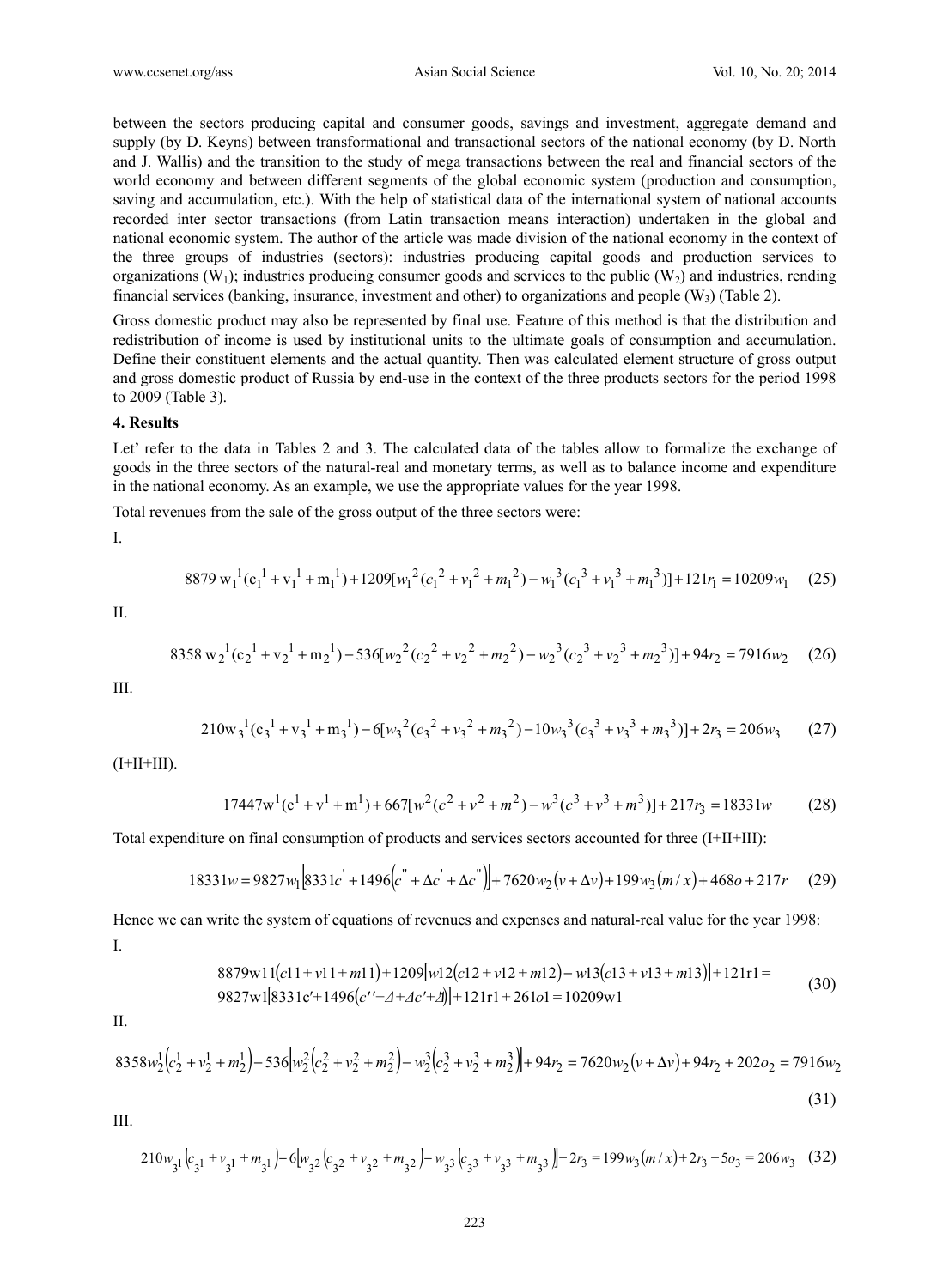between the sectors producing capital and consumer goods, savings and investment, aggregate demand and supply (by D. Keyns) between transformational and transactional sectors of the national economy (by D. North and J. Wallis) and the transition to the study of mega transactions between the real and financial sectors of the world economy and between different segments of the global economic system (production and consumption, saving and accumulation, etc.). With the help of statistical data of the international system of national accounts recorded inter sector transactions (from Latin transaction means interaction) undertaken in the global and national economic system. The author of the article was made division of the national economy in the context of the three groups of industries (sectors): industries producing capital goods and production services to organizations ($W_1$); industries producing consumer goods and services to the public ($W_2$) and industries, rending financial services (banking, insurance, investment and other) to organizations and people ($W_3$) (Table 2).

Gross domestic product may also be represented by final use. Feature of this method is that the distribution and redistribution of income is used by institutional units to the ultimate goals of consumption and accumulation. Define their constituent elements and the actual quantity. Then was calculated element structure of gross output and gross domestic product of Russia by end-use in the context of the three products sectors for the period 1998 to 2009 (Table 3).

**4. Results**

Let' refer to the data in Tables 2 and 3. The calculated data of the tables allow to formalize the exchange of goods in the three sectors of the natural-real and monetary terms, as well as to balance income and expenditure in the national economy. As an example, we use the appropriate values for the year 1998.

Total revenues from the sale of the gross output of the three sectors were:

I.

$$8879\,w_1^1(c_1^1+v_1^1+m_1^1)+1209[w_1^2(c_1^2+v_1^2+m_1^2)-w_1^3(c_1^3+v_1^3+m_1^3)]+121r_1=10209w_1 \quad (25)$$

II.

$$8358\,w_2^1(c_2^1+v_2^1+m_2^1)-536[w_2^2(c_2^2+v_2^2+m_2^2)-w_2^3(c_2^3+v_2^3+m_2^3)]+94r_2=7916w_2 \quad (26)$$

III.

$$210w_3^1(c_3^1+v_3^1+m_3^1)-6[w_3^2(c_3^2+v_3^2+m_3^2)-10w_3^3(c_3^3+v_3^3+m_3^3)]+2r_3=206w_3 \quad (27)$$

(I+II+III).

$$17447w^1(c^1+v^1+m^1)+667[w^2(c^2+v^2+m^2)-w^3(c^3+v^3+m^3)]+217r_3=18331w \quad (28)$$

Total expenditure on final consumption of products and services sectors accounted for three (I+II+III):

$$18331w=9827w_1\left[8331c'+1496\left(c''+\Delta c'+\Delta c''\right)\right]+7620w_2\left(v+\Delta v\right)+199w_3\left(m/x\right)+468o+217r \quad (29)$$

Hence we can write the system of equations of revenues and expenses and natural-real value for the year 1998:

I.

$$\begin{aligned}&8879w11(c11+v11+m11)+1209\left[w12(c12+v12+m12)-w13(c13+v13+m13)\right]+121r1=\\&9827w1\left[8331c'+1496(c''+\Delta+\Delta c'+\Delta)\right]+121r1+261o1=10209w1\end{aligned} \quad (30)$$

II.

$$8358w_2^1\left(c_2^1+v_2^1+m_2^1\right)-536\left[w_2^2\left(c_2^2+v_2^2+m_2^2\right)-w_2^3\left(c_2^3+v_2^3+m_2^3\right)\right]+94r_2=7620w_2\left(v+\Delta v\right)+94r_2+202o_2=7916w_2 \quad (31)$$

III.

$$210w_{3^1}\left(c_{3^1}+v_{3^1}+m_{3^1}\right)-6\left[w_{3^2}\left(c_{3^2}+v_{3^2}+m_{3^2}\right)-w_{3^3}\left(c_{3^3}+v_{3^3}+m_{3^3}\right)\right]+2r_3=199w_3\left(m/x\right)+2r_3+5o_3=206w_3 \quad (32)$$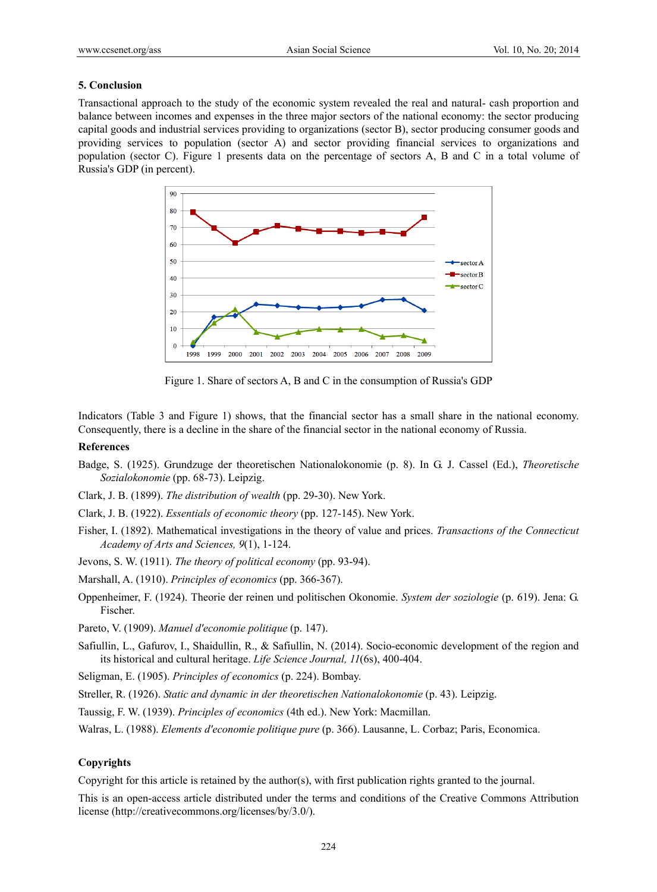## 5. Conclusion

Transactional approach to the study of the economic system revealed the real and natural- cash proportion and balance between incomes and expenses in the three major sectors of the national economy: the sector producing capital goods and industrial services providing to organizations (sector B), sector producing consumer goods and providing services to population (sector A) and sector providing financial services to organizations and population (sector C). Figure 1 presents data on the percentage of sectors A, B and C in a total volume of Russia's GDP (in percent).

90
80
70
60
50
40
30
20
10
0

1998 1999 2000 2001 2002 2003 2004 2005 2006 2007 2008 2009

sector A
sector B
sector C

Figure 1. Share of sectors A, B and C in the consumption of Russia's GDP

Indicators (Table 3 and Figure 1) shows, that the financial sector has a small share in the national economy. Consequently, there is a decline in the share of the financial sector in the national economy of Russia.

## References

Badge, S. (1925). Grundzuge der theoretischen Nationalokonomie (p. 8). In G. J. Cassel (Ed.), *Theoretische Sozialokonomie* (pp. 68-73). Leipzig.

Clark, J. B. (1899). *The distribution of wealth* (pp. 29-30). New York.

Clark, J. B. (1922). *Essentials of economic theory* (pp. 127-145). New York.

Fisher, I. (1892). Mathematical investigations in the theory of value and prices. *Transactions of the Connecticut Academy of Arts and Sciences, 9*(1), 1-124.

Jevons, S. W. (1911). *The theory of political economy* (pp. 93-94).

Marshall, A. (1910). *Principles of economics* (pp. 366-367).

Oppenheimer, F. (1924). Theorie der reinen und politischen Okonomie. *System der soziologie* (p. 619). Jena: G. Fischer.

Pareto, V. (1909). *Manuel d'economie politique* (p. 147).

Safiullin, L., Gafurov, I., Shaidullin, R., & Safiullin, N. (2014). Socio-economic development of the region and its historical and cultural heritage. *Life Science Journal, 11*(6s), 400-404.

Seligman, E. (1905). *Principles of economics* (p. 224). Bombay.

Streller, R. (1926). *Static and dynamic in der theoretischen Nationalokonomie* (p. 43). Leipzig.

Taussig, F. W. (1939). *Principles of economics* (4th ed.). New York: Macmillan.

Walras, L. (1988). *Elements d'economie politique pure* (p. 366). Lausanne, L. Corbaz; Paris, Economica.

## Copyrights

Copyright for this article is retained by the author(s), with first publication rights granted to the journal.

This is an open-access article distributed under the terms and conditions of the Creative Commons Attribution license (http://creativecommons.org/licenses/by/3.0/).